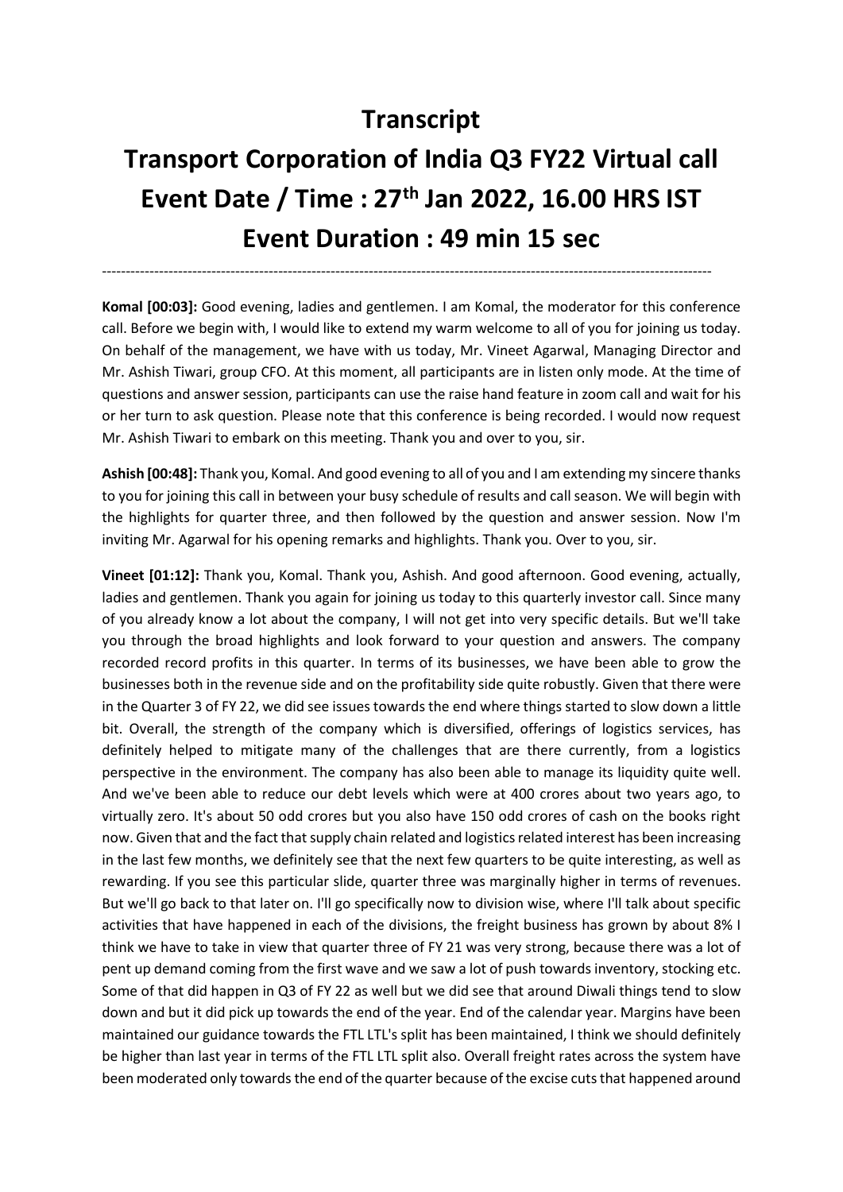# Transcript

# Transport Corporation of India Q3 FY22 Virtual call

# Event Date / Time : 27th Jan 2022, 16.00 HRS IST

# Event Duration : 49 min 15 sec

---

**Komal [00:03]:** Good evening, ladies and gentlemen. I am Komal, the moderator for this conference call. Before we begin with, I would like to extend my warm welcome to all of you for joining us today. On behalf of the management, we have with us today, Mr. Vineet Agarwal, Managing Director and Mr. Ashish Tiwari, group CFO. At this moment, all participants are in listen only mode. At the time of questions and answer session, participants can use the raise hand feature in zoom call and wait for his or her turn to ask question. Please note that this conference is being recorded. I would now request Mr. Ashish Tiwari to embark on this meeting. Thank you and over to you, sir.

**Ashish [00:48]:** Thank you, Komal. And good evening to all of you and I am extending my sincere thanks to you for joining this call in between your busy schedule of results and call season. We will begin with the highlights for quarter three, and then followed by the question and answer session. Now I'm inviting Mr. Agarwal for his opening remarks and highlights. Thank you. Over to you, sir.

**Vineet [01:12]:** Thank you, Komal. Thank you, Ashish. And good afternoon. Good evening, actually, ladies and gentlemen. Thank you again for joining us today to this quarterly investor call. Since many of you already know a lot about the company, I will not get into very specific details. But we'll take you through the broad highlights and look forward to your question and answers. The company recorded record profits in this quarter. In terms of its businesses, we have been able to grow the businesses both in the revenue side and on the profitability side quite robustly. Given that there were in the Quarter 3 of FY 22, we did see issues towards the end where things started to slow down a little bit. Overall, the strength of the company which is diversified, offerings of logistics services, has definitely helped to mitigate many of the challenges that are there currently, from a logistics perspective in the environment. The company has also been able to manage its liquidity quite well. And we've been able to reduce our debt levels which were at 400 crores about two years ago, to virtually zero. It's about 50 odd crores but you also have 150 odd crores of cash on the books right now. Given that and the fact that supply chain related and logistics related interest has been increasing in the last few months, we definitely see that the next few quarters to be quite interesting, as well as rewarding. If you see this particular slide, quarter three was marginally higher in terms of revenues. But we'll go back to that later on. I'll go specifically now to division wise, where I'll talk about specific activities that have happened in each of the divisions, the freight business has grown by about 8% I think we have to take in view that quarter three of FY 21 was very strong, because there was a lot of pent up demand coming from the first wave and we saw a lot of push towards inventory, stocking etc. Some of that did happen in Q3 of FY 22 as well but we did see that around Diwali things tend to slow down and but it did pick up towards the end of the year. End of the calendar year. Margins have been maintained our guidance towards the FTL LTL's split has been maintained, I think we should definitely be higher than last year in terms of the FTL LTL split also. Overall freight rates across the system have been moderated only towards the end of the quarter because of the excise cuts that happened around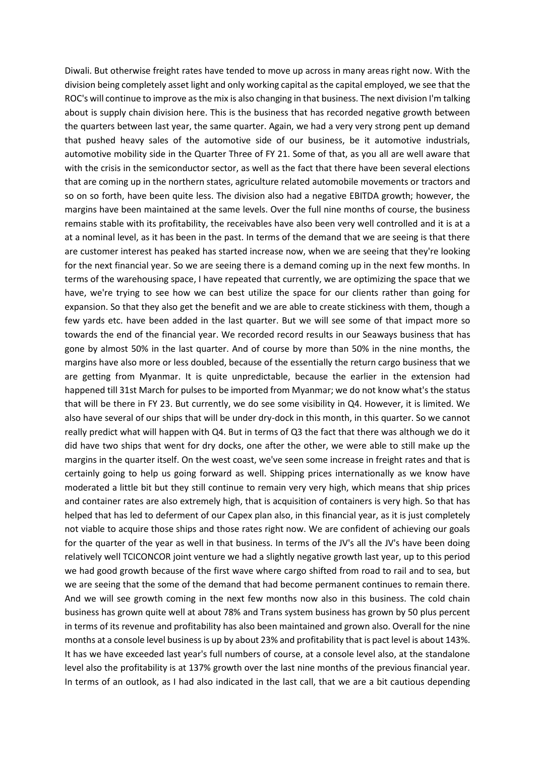Diwali. But otherwise freight rates have tended to move up across in many areas right now. With the division being completely asset light and only working capital as the capital employed, we see that the ROC's will continue to improve as the mix is also changing in that business. The next division I'm talking about is supply chain division here. This is the business that has recorded negative growth between the quarters between last year, the same quarter. Again, we had a very very strong pent up demand that pushed heavy sales of the automotive side of our business, be it automotive industrials, automotive mobility side in the Quarter Three of FY 21. Some of that, as you all are well aware that with the crisis in the semiconductor sector, as well as the fact that there have been several elections that are coming up in the northern states, agriculture related automobile movements or tractors and so on so forth, have been quite less. The division also had a negative EBITDA growth; however, the margins have been maintained at the same levels. Over the full nine months of course, the business remains stable with its profitability, the receivables have also been very well controlled and it is at a at a nominal level, as it has been in the past. In terms of the demand that we are seeing is that there are customer interest has peaked has started increase now, when we are seeing that they're looking for the next financial year. So we are seeing there is a demand coming up in the next few months. In terms of the warehousing space, I have repeated that currently, we are optimizing the space that we have, we're trying to see how we can best utilize the space for our clients rather than going for expansion. So that they also get the benefit and we are able to create stickiness with them, though a few yards etc. have been added in the last quarter. But we will see some of that impact more so towards the end of the financial year. We recorded record results in our Seaways business that has gone by almost 50% in the last quarter. And of course by more than 50% in the nine months, the margins have also more or less doubled, because of the essentially the return cargo business that we are getting from Myanmar. It is quite unpredictable, because the earlier in the extension had happened till 31st March for pulses to be imported from Myanmar; we do not know what's the status that will be there in FY 23. But currently, we do see some visibility in Q4. However, it is limited. We also have several of our ships that will be under dry-dock in this month, in this quarter. So we cannot really predict what will happen with Q4. But in terms of Q3 the fact that there was although we do it did have two ships that went for dry docks, one after the other, we were able to still make up the margins in the quarter itself. On the west coast, we've seen some increase in freight rates and that is certainly going to help us going forward as well. Shipping prices internationally as we know have moderated a little bit but they still continue to remain very very high, which means that ship prices and container rates are also extremely high, that is acquisition of containers is very high. So that has helped that has led to deferment of our Capex plan also, in this financial year, as it is just completely not viable to acquire those ships and those rates right now. We are confident of achieving our goals for the quarter of the year as well in that business. In terms of the JV's all the JV's have been doing relatively well TCICONCOR joint venture we had a slightly negative growth last year, up to this period we had good growth because of the first wave where cargo shifted from road to rail and to sea, but we are seeing that the some of the demand that had become permanent continues to remain there. And we will see growth coming in the next few months now also in this business. The cold chain business has grown quite well at about 78% and Trans system business has grown by 50 plus percent in terms of its revenue and profitability has also been maintained and grown also. Overall for the nine months at a console level business is up by about 23% and profitability that is pact level is about 143%. It has we have exceeded last year's full numbers of course, at a console level also, at the standalone level also the profitability is at 137% growth over the last nine months of the previous financial year. In terms of an outlook, as I had also indicated in the last call, that we are a bit cautious depending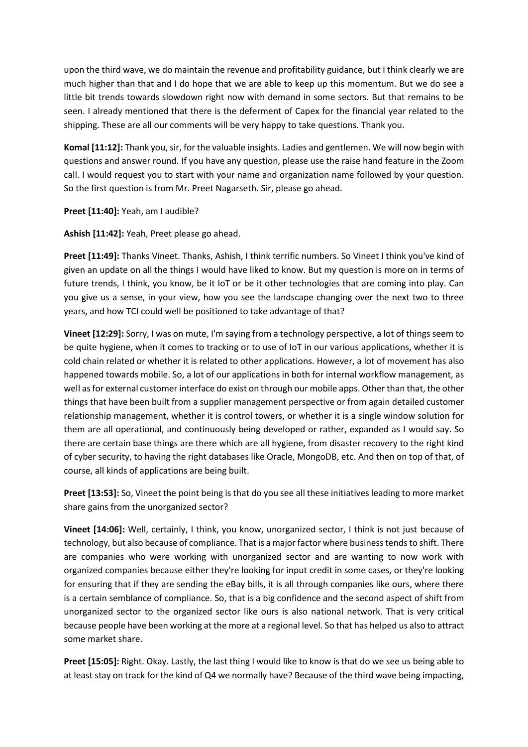upon the third wave, we do maintain the revenue and profitability guidance, but I think clearly we are much higher than that and I do hope that we are able to keep up this momentum. But we do see a little bit trends towards slowdown right now with demand in some sectors. But that remains to be seen. I already mentioned that there is the deferment of Capex for the financial year related to the shipping. These are all our comments will be very happy to take questions. Thank you.

**Komal [11:12]:** Thank you, sir, for the valuable insights. Ladies and gentlemen. We will now begin with questions and answer round. If you have any question, please use the raise hand feature in the Zoom call. I would request you to start with your name and organization name followed by your question. So the first question is from Mr. Preet Nagarseth. Sir, please go ahead.

**Preet [11:40]:** Yeah, am I audible?

**Ashish [11:42]:** Yeah, Preet please go ahead.

**Preet [11:49]:** Thanks Vineet. Thanks, Ashish, I think terrific numbers. So Vineet I think you've kind of given an update on all the things I would have liked to know. But my question is more on in terms of future trends, I think, you know, be it IoT or be it other technologies that are coming into play. Can you give us a sense, in your view, how you see the landscape changing over the next two to three years, and how TCI could well be positioned to take advantage of that?

**Vineet [12:29]:** Sorry, I was on mute, I'm saying from a technology perspective, a lot of things seem to be quite hygiene, when it comes to tracking or to use of IoT in our various applications, whether it is cold chain related or whether it is related to other applications. However, a lot of movement has also happened towards mobile. So, a lot of our applications in both for internal workflow management, as well as for external customer interface do exist on through our mobile apps. Other than that, the other things that have been built from a supplier management perspective or from again detailed customer relationship management, whether it is control towers, or whether it is a single window solution for them are all operational, and continuously being developed or rather, expanded as I would say. So there are certain base things are there which are all hygiene, from disaster recovery to the right kind of cyber security, to having the right databases like Oracle, MongoDB, etc. And then on top of that, of course, all kinds of applications are being built.

**Preet [13:53]:** So, Vineet the point being is that do you see all these initiatives leading to more market share gains from the unorganized sector?

**Vineet [14:06]:** Well, certainly, I think, you know, unorganized sector, I think is not just because of technology, but also because of compliance. That is a major factor where business tends to shift. There are companies who were working with unorganized sector and are wanting to now work with organized companies because either they're looking for input credit in some cases, or they're looking for ensuring that if they are sending the eBay bills, it is all through companies like ours, where there is a certain semblance of compliance. So, that is a big confidence and the second aspect of shift from unorganized sector to the organized sector like ours is also national network. That is very critical because people have been working at the more at a regional level. So that has helped us also to attract some market share.

**Preet [15:05]:** Right. Okay. Lastly, the last thing I would like to know is that do we see us being able to at least stay on track for the kind of Q4 we normally have? Because of the third wave being impacting,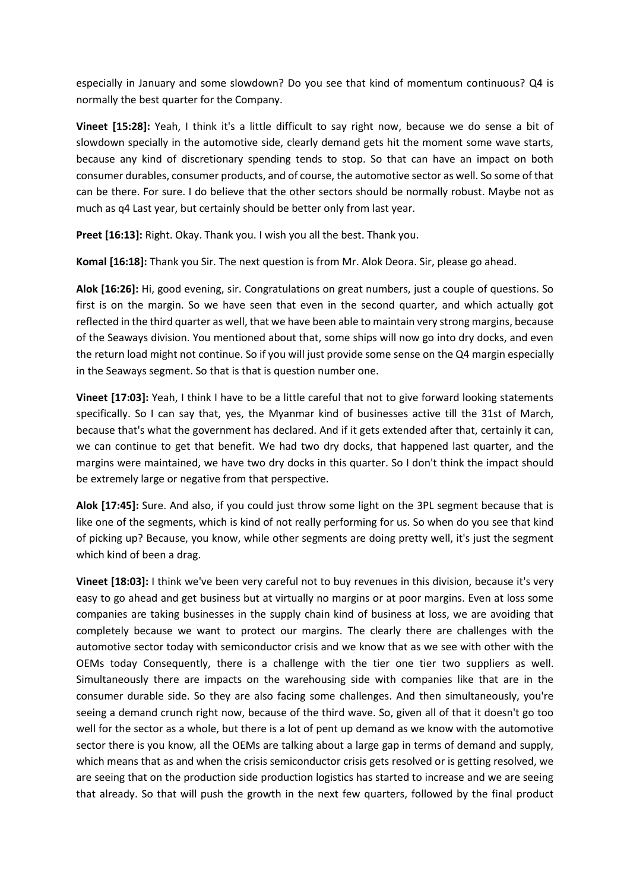especially in January and some slowdown? Do you see that kind of momentum continuous? Q4 is normally the best quarter for the Company.

**Vineet [15:28]:** Yeah, I think it's a little difficult to say right now, because we do sense a bit of slowdown specially in the automotive side, clearly demand gets hit the moment some wave starts, because any kind of discretionary spending tends to stop. So that can have an impact on both consumer durables, consumer products, and of course, the automotive sector as well. So some of that can be there. For sure. I do believe that the other sectors should be normally robust. Maybe not as much as q4 Last year, but certainly should be better only from last year.

**Preet [16:13]:** Right. Okay. Thank you. I wish you all the best. Thank you.

**Komal [16:18]:** Thank you Sir. The next question is from Mr. Alok Deora. Sir, please go ahead.

**Alok [16:26]:** Hi, good evening, sir. Congratulations on great numbers, just a couple of questions. So first is on the margin. So we have seen that even in the second quarter, and which actually got reflected in the third quarter as well, that we have been able to maintain very strong margins, because of the Seaways division. You mentioned about that, some ships will now go into dry docks, and even the return load might not continue. So if you will just provide some sense on the Q4 margin especially in the Seaways segment. So that is that is question number one.

**Vineet [17:03]:** Yeah, I think I have to be a little careful that not to give forward looking statements specifically. So I can say that, yes, the Myanmar kind of businesses active till the 31st of March, because that's what the government has declared. And if it gets extended after that, certainly it can, we can continue to get that benefit. We had two dry docks, that happened last quarter, and the margins were maintained, we have two dry docks in this quarter. So I don't think the impact should be extremely large or negative from that perspective.

**Alok [17:45]:** Sure. And also, if you could just throw some light on the 3PL segment because that is like one of the segments, which is kind of not really performing for us. So when do you see that kind of picking up? Because, you know, while other segments are doing pretty well, it's just the segment which kind of been a drag.

**Vineet [18:03]:** I think we've been very careful not to buy revenues in this division, because it's very easy to go ahead and get business but at virtually no margins or at poor margins. Even at loss some companies are taking businesses in the supply chain kind of business at loss, we are avoiding that completely because we want to protect our margins. The clearly there are challenges with the automotive sector today with semiconductor crisis and we know that as we see with other with the OEMs today Consequently, there is a challenge with the tier one tier two suppliers as well. Simultaneously there are impacts on the warehousing side with companies like that are in the consumer durable side. So they are also facing some challenges. And then simultaneously, you're seeing a demand crunch right now, because of the third wave. So, given all of that it doesn't go too well for the sector as a whole, but there is a lot of pent up demand as we know with the automotive sector there is you know, all the OEMs are talking about a large gap in terms of demand and supply, which means that as and when the crisis semiconductor crisis gets resolved or is getting resolved, we are seeing that on the production side production logistics has started to increase and we are seeing that already. So that will push the growth in the next few quarters, followed by the final product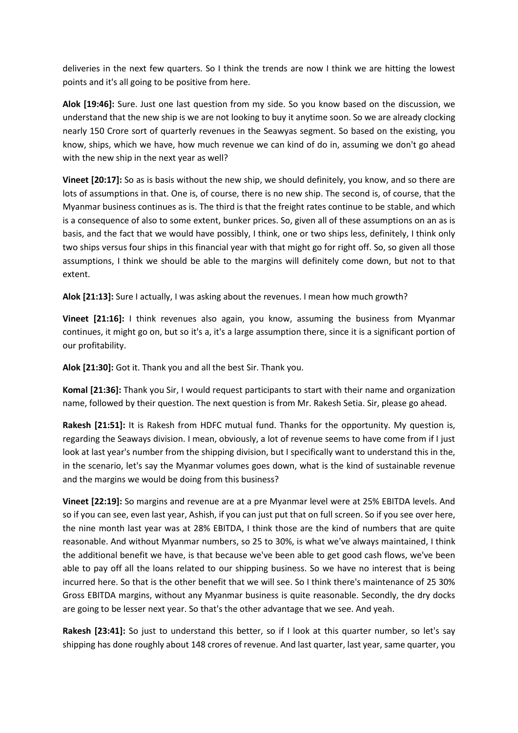deliveries in the next few quarters. So I think the trends are now I think we are hitting the lowest points and it's all going to be positive from here.

**Alok [19:46]:** Sure. Just one last question from my side. So you know based on the discussion, we understand that the new ship is we are not looking to buy it anytime soon. So we are already clocking nearly 150 Crore sort of quarterly revenues in the Seawyas segment. So based on the existing, you know, ships, which we have, how much revenue we can kind of do in, assuming we don't go ahead with the new ship in the next year as well?

**Vineet [20:17]:** So as is basis without the new ship, we should definitely, you know, and so there are lots of assumptions in that. One is, of course, there is no new ship. The second is, of course, that the Myanmar business continues as is. The third is that the freight rates continue to be stable, and which is a consequence of also to some extent, bunker prices. So, given all of these assumptions on an as is basis, and the fact that we would have possibly, I think, one or two ships less, definitely, I think only two ships versus four ships in this financial year with that might go for right off. So, so given all those assumptions, I think we should be able to the margins will definitely come down, but not to that extent.

**Alok [21:13]:** Sure I actually, I was asking about the revenues. I mean how much growth?

**Vineet [21:16]:** I think revenues also again, you know, assuming the business from Myanmar continues, it might go on, but so it's a, it's a large assumption there, since it is a significant portion of our profitability.

**Alok [21:30]:** Got it. Thank you and all the best Sir. Thank you.

**Komal [21:36]:** Thank you Sir, I would request participants to start with their name and organization name, followed by their question. The next question is from Mr. Rakesh Setia. Sir, please go ahead.

**Rakesh [21:51]:** It is Rakesh from HDFC mutual fund. Thanks for the opportunity. My question is, regarding the Seaways division. I mean, obviously, a lot of revenue seems to have come from if I just look at last year's number from the shipping division, but I specifically want to understand this in the, in the scenario, let's say the Myanmar volumes goes down, what is the kind of sustainable revenue and the margins we would be doing from this business?

**Vineet [22:19]:** So margins and revenue are at a pre Myanmar level were at 25% EBITDA levels. And so if you can see, even last year, Ashish, if you can just put that on full screen. So if you see over here, the nine month last year was at 28% EBITDA, I think those are the kind of numbers that are quite reasonable. And without Myanmar numbers, so 25 to 30%, is what we've always maintained, I think the additional benefit we have, is that because we've been able to get good cash flows, we've been able to pay off all the loans related to our shipping business. So we have no interest that is being incurred here. So that is the other benefit that we will see. So I think there's maintenance of 25 30% Gross EBITDA margins, without any Myanmar business is quite reasonable. Secondly, the dry docks are going to be lesser next year. So that's the other advantage that we see. And yeah.

**Rakesh [23:41]:** So just to understand this better, so if I look at this quarter number, so let's say shipping has done roughly about 148 crores of revenue. And last quarter, last year, same quarter, you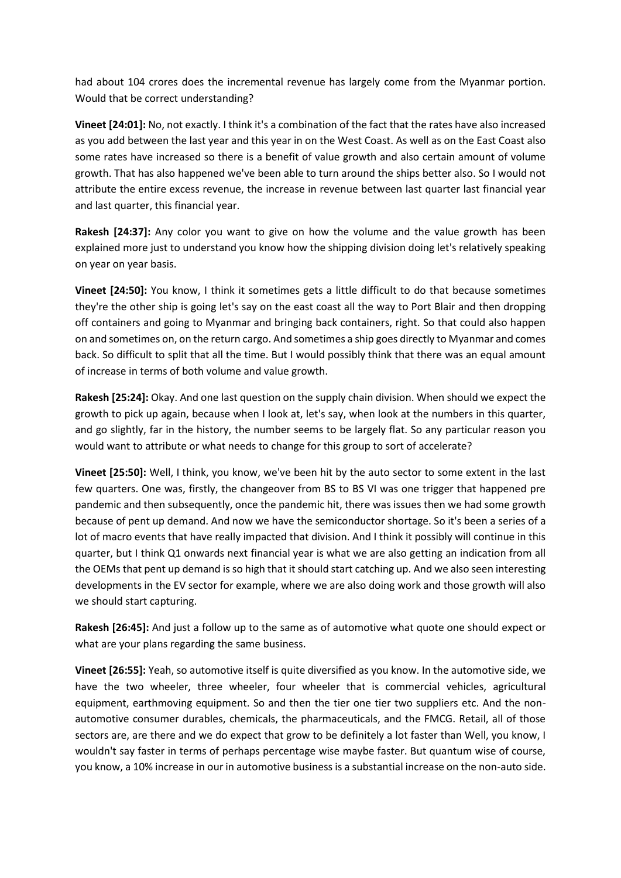had about 104 crores does the incremental revenue has largely come from the Myanmar portion. Would that be correct understanding?

**Vineet [24:01]:** No, not exactly. I think it's a combination of the fact that the rates have also increased as you add between the last year and this year in on the West Coast. As well as on the East Coast also some rates have increased so there is a benefit of value growth and also certain amount of volume growth. That has also happened we've been able to turn around the ships better also. So I would not attribute the entire excess revenue, the increase in revenue between last quarter last financial year and last quarter, this financial year.

**Rakesh [24:37]:** Any color you want to give on how the volume and the value growth has been explained more just to understand you know how the shipping division doing let's relatively speaking on year on year basis.

**Vineet [24:50]:** You know, I think it sometimes gets a little difficult to do that because sometimes they're the other ship is going let's say on the east coast all the way to Port Blair and then dropping off containers and going to Myanmar and bringing back containers, right. So that could also happen on and sometimes on, on the return cargo. And sometimes a ship goes directly to Myanmar and comes back. So difficult to split that all the time. But I would possibly think that there was an equal amount of increase in terms of both volume and value growth.

**Rakesh [25:24]:** Okay. And one last question on the supply chain division. When should we expect the growth to pick up again, because when I look at, let's say, when look at the numbers in this quarter, and go slightly, far in the history, the number seems to be largely flat. So any particular reason you would want to attribute or what needs to change for this group to sort of accelerate?

**Vineet [25:50]:** Well, I think, you know, we've been hit by the auto sector to some extent in the last few quarters. One was, firstly, the changeover from BS to BS VI was one trigger that happened pre pandemic and then subsequently, once the pandemic hit, there was issues then we had some growth because of pent up demand. And now we have the semiconductor shortage. So it's been a series of a lot of macro events that have really impacted that division. And I think it possibly will continue in this quarter, but I think Q1 onwards next financial year is what we are also getting an indication from all the OEMs that pent up demand is so high that it should start catching up. And we also seen interesting developments in the EV sector for example, where we are also doing work and those growth will also we should start capturing.

**Rakesh [26:45]:** And just a follow up to the same as of automotive what quote one should expect or what are your plans regarding the same business.

**Vineet [26:55]:** Yeah, so automotive itself is quite diversified as you know. In the automotive side, we have the two wheeler, three wheeler, four wheeler that is commercial vehicles, agricultural equipment, earthmoving equipment. So and then the tier one tier two suppliers etc. And the non-automotive consumer durables, chemicals, the pharmaceuticals, and the FMCG. Retail, all of those sectors are, are there and we do expect that grow to be definitely a lot faster than Well, you know, I wouldn't say faster in terms of perhaps percentage wise maybe faster. But quantum wise of course, you know, a 10% increase in our in automotive business is a substantial increase on the non-auto side.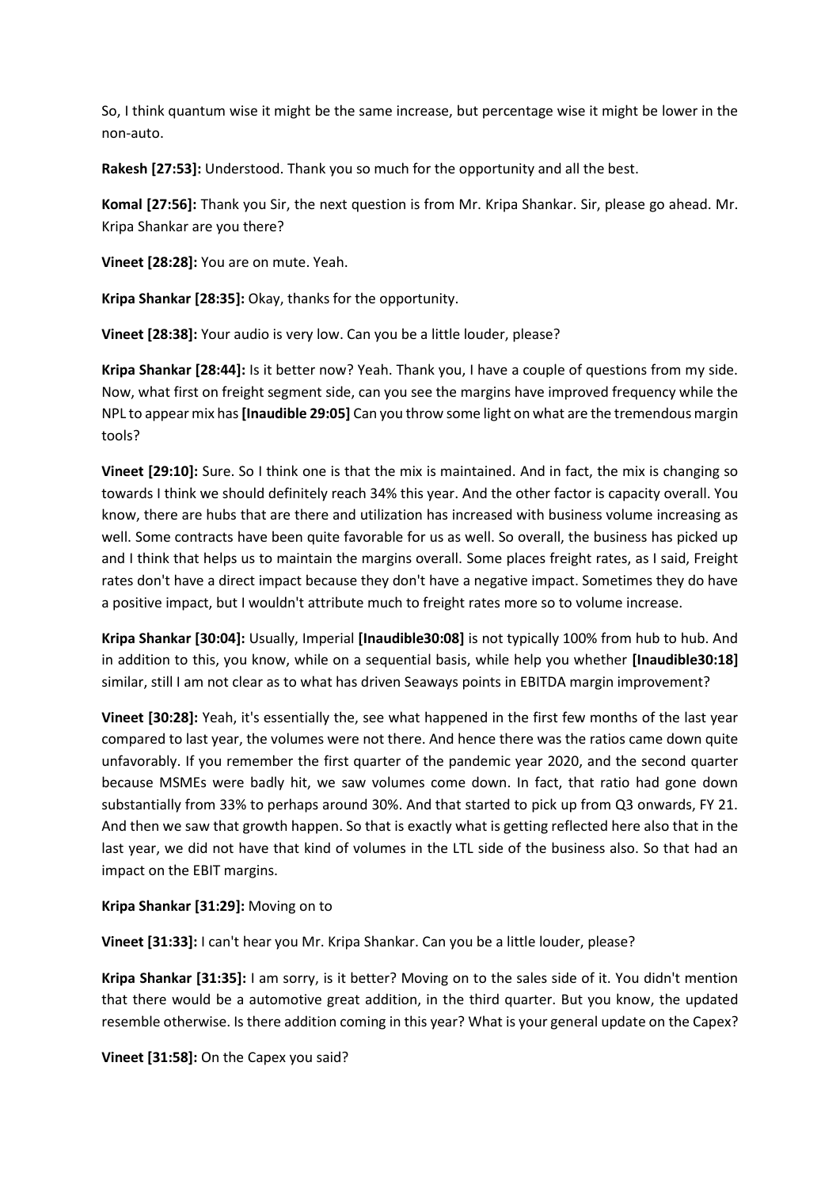So, I think quantum wise it might be the same increase, but percentage wise it might be lower in the non-auto.

**Rakesh [27:53]:** Understood. Thank you so much for the opportunity and all the best.

**Komal [27:56]:** Thank you Sir, the next question is from Mr. Kripa Shankar. Sir, please go ahead. Mr. Kripa Shankar are you there?

**Vineet [28:28]:** You are on mute. Yeah.

**Kripa Shankar [28:35]:** Okay, thanks for the opportunity.

**Vineet [28:38]:** Your audio is very low. Can you be a little louder, please?

**Kripa Shankar [28:44]:** Is it better now? Yeah. Thank you, I have a couple of questions from my side. Now, what first on freight segment side, can you see the margins have improved frequency while the NPL to appear mix has **[Inaudible 29:05]** Can you throw some light on what are the tremendous margin tools?

**Vineet [29:10]:** Sure. So I think one is that the mix is maintained. And in fact, the mix is changing so towards I think we should definitely reach 34% this year. And the other factor is capacity overall. You know, there are hubs that are there and utilization has increased with business volume increasing as well. Some contracts have been quite favorable for us as well. So overall, the business has picked up and I think that helps us to maintain the margins overall. Some places freight rates, as I said, Freight rates don't have a direct impact because they don't have a negative impact. Sometimes they do have a positive impact, but I wouldn't attribute much to freight rates more so to volume increase.

**Kripa Shankar [30:04]:** Usually, Imperial **[Inaudible30:08]** is not typically 100% from hub to hub. And in addition to this, you know, while on a sequential basis, while help you whether **[Inaudible30:18]** similar, still I am not clear as to what has driven Seaways points in EBITDA margin improvement?

**Vineet [30:28]:** Yeah, it's essentially the, see what happened in the first few months of the last year compared to last year, the volumes were not there. And hence there was the ratios came down quite unfavorably. If you remember the first quarter of the pandemic year 2020, and the second quarter because MSMEs were badly hit, we saw volumes come down. In fact, that ratio had gone down substantially from 33% to perhaps around 30%. And that started to pick up from Q3 onwards, FY 21. And then we saw that growth happen. So that is exactly what is getting reflected here also that in the last year, we did not have that kind of volumes in the LTL side of the business also. So that had an impact on the EBIT margins.

**Kripa Shankar [31:29]:** Moving on to

**Vineet [31:33]:** I can't hear you Mr. Kripa Shankar. Can you be a little louder, please?

**Kripa Shankar [31:35]:** I am sorry, is it better? Moving on to the sales side of it. You didn't mention that there would be a automotive great addition, in the third quarter. But you know, the updated resemble otherwise. Is there addition coming in this year? What is your general update on the Capex?

**Vineet [31:58]:** On the Capex you said?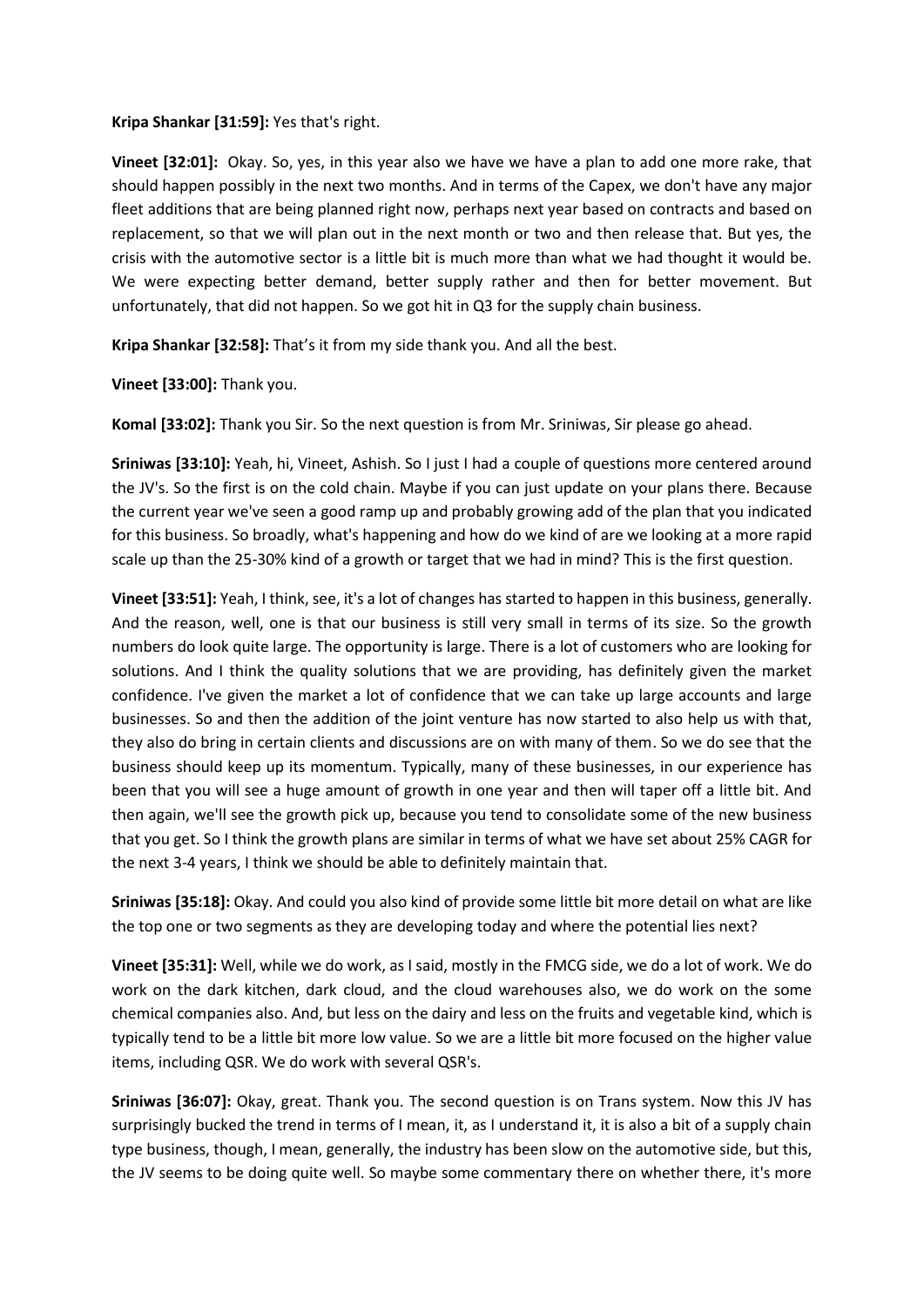**Kripa Shankar [31:59]:** Yes that's right.

**Vineet [32:01]:** Okay. So, yes, in this year also we have we have a plan to add one more rake, that should happen possibly in the next two months. And in terms of the Capex, we don't have any major fleet additions that are being planned right now, perhaps next year based on contracts and based on replacement, so that we will plan out in the next month or two and then release that. But yes, the crisis with the automotive sector is a little bit is much more than what we had thought it would be. We were expecting better demand, better supply rather and then for better movement. But unfortunately, that did not happen. So we got hit in Q3 for the supply chain business.

**Kripa Shankar [32:58]:** That's it from my side thank you. And all the best.

**Vineet [33:00]:** Thank you.

**Komal [33:02]:** Thank you Sir. So the next question is from Mr. Sriniwas, Sir please go ahead.

**Sriniwas [33:10]:** Yeah, hi, Vineet, Ashish. So I just I had a couple of questions more centered around the JV's. So the first is on the cold chain. Maybe if you can just update on your plans there. Because the current year we've seen a good ramp up and probably growing add of the plan that you indicated for this business. So broadly, what's happening and how do we kind of are we looking at a more rapid scale up than the 25-30% kind of a growth or target that we had in mind? This is the first question.

**Vineet [33:51]:** Yeah, I think, see, it's a lot of changes has started to happen in this business, generally. And the reason, well, one is that our business is still very small in terms of its size. So the growth numbers do look quite large. The opportunity is large. There is a lot of customers who are looking for solutions. And I think the quality solutions that we are providing, has definitely given the market confidence. I've given the market a lot of confidence that we can take up large accounts and large businesses. So and then the addition of the joint venture has now started to also help us with that, they also do bring in certain clients and discussions are on with many of them. So we do see that the business should keep up its momentum. Typically, many of these businesses, in our experience has been that you will see a huge amount of growth in one year and then will taper off a little bit. And then again, we'll see the growth pick up, because you tend to consolidate some of the new business that you get. So I think the growth plans are similar in terms of what we have set about 25% CAGR for the next 3-4 years, I think we should be able to definitely maintain that.

**Sriniwas [35:18]:** Okay. And could you also kind of provide some little bit more detail on what are like the top one or two segments as they are developing today and where the potential lies next?

**Vineet [35:31]:** Well, while we do work, as I said, mostly in the FMCG side, we do a lot of work. We do work on the dark kitchen, dark cloud, and the cloud warehouses also, we do work on the some chemical companies also. And, but less on the dairy and less on the fruits and vegetable kind, which is typically tend to be a little bit more low value. So we are a little bit more focused on the higher value items, including QSR. We do work with several QSR's.

**Sriniwas [36:07]:** Okay, great. Thank you. The second question is on Trans system. Now this JV has surprisingly bucked the trend in terms of I mean, it, as I understand it, it is also a bit of a supply chain type business, though, I mean, generally, the industry has been slow on the automotive side, but this, the JV seems to be doing quite well. So maybe some commentary there on whether there, it's more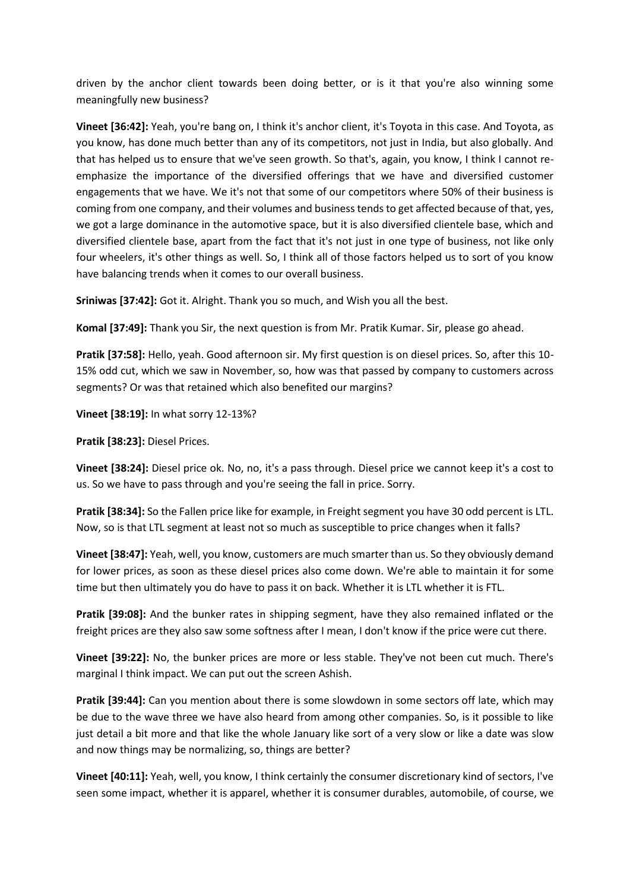driven by the anchor client towards been doing better, or is it that you're also winning some meaningfully new business?

**Vineet [36:42]:** Yeah, you're bang on, I think it's anchor client, it's Toyota in this case. And Toyota, as you know, has done much better than any of its competitors, not just in India, but also globally. And that has helped us to ensure that we've seen growth. So that's, again, you know, I think I cannot re-emphasize the importance of the diversified offerings that we have and diversified customer engagements that we have. We it's not that some of our competitors where 50% of their business is coming from one company, and their volumes and business tends to get affected because of that, yes, we got a large dominance in the automotive space, but it is also diversified clientele base, which and diversified clientele base, apart from the fact that it's not just in one type of business, not like only four wheelers, it's other things as well. So, I think all of those factors helped us to sort of you know have balancing trends when it comes to our overall business.

**Sriniwas [37:42]:** Got it. Alright. Thank you so much, and Wish you all the best.

**Komal [37:49]:** Thank you Sir, the next question is from Mr. Pratik Kumar. Sir, please go ahead.

**Pratik [37:58]:** Hello, yeah. Good afternoon sir. My first question is on diesel prices. So, after this 10-15% odd cut, which we saw in November, so, how was that passed by company to customers across segments? Or was that retained which also benefited our margins?

**Vineet [38:19]:** In what sorry 12-13%?

**Pratik [38:23]:** Diesel Prices.

**Vineet [38:24]:** Diesel price ok. No, no, it's a pass through. Diesel price we cannot keep it's a cost to us. So we have to pass through and you're seeing the fall in price. Sorry.

**Pratik [38:34]:** So the Fallen price like for example, in Freight segment you have 30 odd percent is LTL. Now, so is that LTL segment at least not so much as susceptible to price changes when it falls?

**Vineet [38:47]:** Yeah, well, you know, customers are much smarter than us. So they obviously demand for lower prices, as soon as these diesel prices also come down. We're able to maintain it for some time but then ultimately you do have to pass it on back. Whether it is LTL whether it is FTL.

**Pratik [39:08]:** And the bunker rates in shipping segment, have they also remained inflated or the freight prices are they also saw some softness after I mean, I don't know if the price were cut there.

**Vineet [39:22]:** No, the bunker prices are more or less stable. They've not been cut much. There's marginal I think impact. We can put out the screen Ashish.

**Pratik [39:44]:** Can you mention about there is some slowdown in some sectors off late, which may be due to the wave three we have also heard from among other companies. So, is it possible to like just detail a bit more and that like the whole January like sort of a very slow or like a date was slow and now things may be normalizing, so, things are better?

**Vineet [40:11]:** Yeah, well, you know, I think certainly the consumer discretionary kind of sectors, I've seen some impact, whether it is apparel, whether it is consumer durables, automobile, of course, we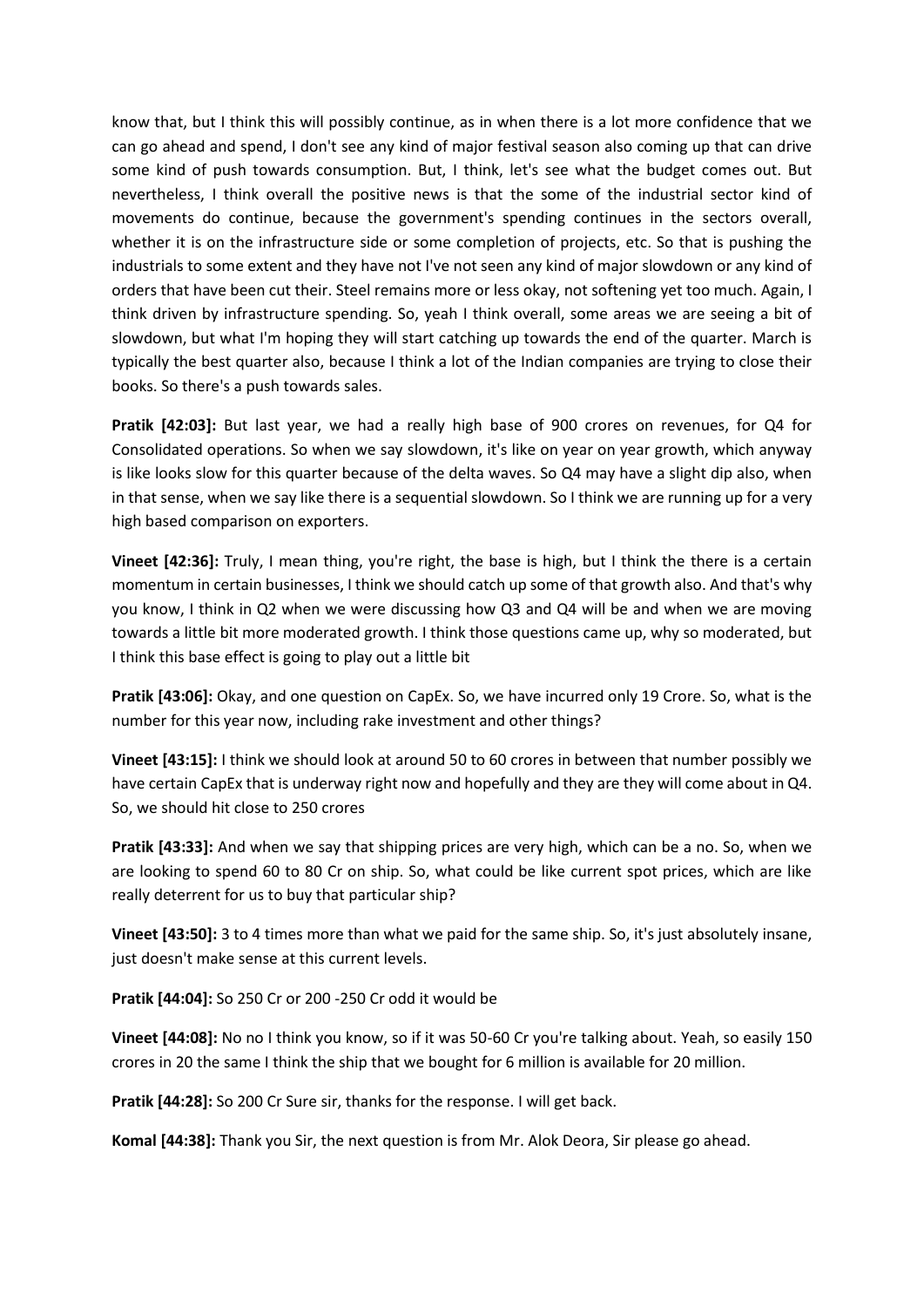know that, but I think this will possibly continue, as in when there is a lot more confidence that we can go ahead and spend, I don't see any kind of major festival season also coming up that can drive some kind of push towards consumption. But, I think, let's see what the budget comes out. But nevertheless, I think overall the positive news is that the some of the industrial sector kind of movements do continue, because the government's spending continues in the sectors overall, whether it is on the infrastructure side or some completion of projects, etc. So that is pushing the industrials to some extent and they have not I've not seen any kind of major slowdown or any kind of orders that have been cut their. Steel remains more or less okay, not softening yet too much. Again, I think driven by infrastructure spending. So, yeah I think overall, some areas we are seeing a bit of slowdown, but what I'm hoping they will start catching up towards the end of the quarter. March is typically the best quarter also, because I think a lot of the Indian companies are trying to close their books. So there's a push towards sales.

**Pratik [42:03]:** But last year, we had a really high base of 900 crores on revenues, for Q4 for Consolidated operations. So when we say slowdown, it's like on year on year growth, which anyway is like looks slow for this quarter because of the delta waves. So Q4 may have a slight dip also, when in that sense, when we say like there is a sequential slowdown. So I think we are running up for a very high based comparison on exporters.

**Vineet [42:36]:** Truly, I mean thing, you're right, the base is high, but I think the there is a certain momentum in certain businesses, I think we should catch up some of that growth also. And that's why you know, I think in Q2 when we were discussing how Q3 and Q4 will be and when we are moving towards a little bit more moderated growth. I think those questions came up, why so moderated, but I think this base effect is going to play out a little bit

**Pratik [43:06]:** Okay, and one question on CapEx. So, we have incurred only 19 Crore. So, what is the number for this year now, including rake investment and other things?

**Vineet [43:15]:** I think we should look at around 50 to 60 crores in between that number possibly we have certain CapEx that is underway right now and hopefully and they are they will come about in Q4. So, we should hit close to 250 crores

**Pratik [43:33]:** And when we say that shipping prices are very high, which can be a no. So, when we are looking to spend 60 to 80 Cr on ship. So, what could be like current spot prices, which are like really deterrent for us to buy that particular ship?

**Vineet [43:50]:** 3 to 4 times more than what we paid for the same ship. So, it's just absolutely insane, just doesn't make sense at this current levels.

**Pratik [44:04]:** So 250 Cr or 200 -250 Cr odd it would be

**Vineet [44:08]:** No no I think you know, so if it was 50-60 Cr you're talking about. Yeah, so easily 150 crores in 20 the same I think the ship that we bought for 6 million is available for 20 million.

**Pratik [44:28]:** So 200 Cr Sure sir, thanks for the response. I will get back.

**Komal [44:38]:** Thank you Sir, the next question is from Mr. Alok Deora, Sir please go ahead.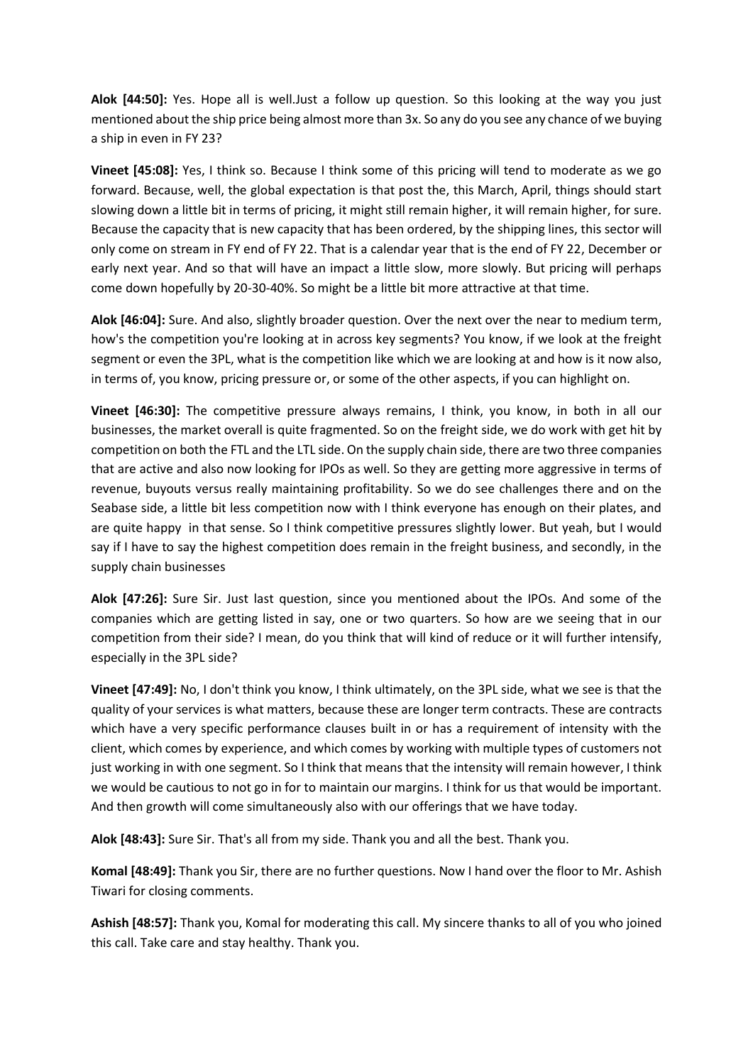**Alok [44:50]:** Yes. Hope all is well.Just a follow up question. So this looking at the way you just mentioned about the ship price being almost more than 3x. So any do you see any chance of we buying a ship in even in FY 23?

**Vineet [45:08]:** Yes, I think so. Because I think some of this pricing will tend to moderate as we go forward. Because, well, the global expectation is that post the, this March, April, things should start slowing down a little bit in terms of pricing, it might still remain higher, it will remain higher, for sure. Because the capacity that is new capacity that has been ordered, by the shipping lines, this sector will only come on stream in FY end of FY 22. That is a calendar year that is the end of FY 22, December or early next year. And so that will have an impact a little slow, more slowly. But pricing will perhaps come down hopefully by 20-30-40%. So might be a little bit more attractive at that time.

**Alok [46:04]:** Sure. And also, slightly broader question. Over the next over the near to medium term, how's the competition you're looking at in across key segments? You know, if we look at the freight segment or even the 3PL, what is the competition like which we are looking at and how is it now also, in terms of, you know, pricing pressure or, or some of the other aspects, if you can highlight on.

**Vineet [46:30]:** The competitive pressure always remains, I think, you know, in both in all our businesses, the market overall is quite fragmented. So on the freight side, we do work with get hit by competition on both the FTL and the LTL side. On the supply chain side, there are two three companies that are active and also now looking for IPOs as well. So they are getting more aggressive in terms of revenue, buyouts versus really maintaining profitability. So we do see challenges there and on the Seabase side, a little bit less competition now with I think everyone has enough on their plates, and are quite happy in that sense. So I think competitive pressures slightly lower. But yeah, but I would say if I have to say the highest competition does remain in the freight business, and secondly, in the supply chain businesses

**Alok [47:26]:** Sure Sir. Just last question, since you mentioned about the IPOs. And some of the companies which are getting listed in say, one or two quarters. So how are we seeing that in our competition from their side? I mean, do you think that will kind of reduce or it will further intensify, especially in the 3PL side?

**Vineet [47:49]:** No, I don't think you know, I think ultimately, on the 3PL side, what we see is that the quality of your services is what matters, because these are longer term contracts. These are contracts which have a very specific performance clauses built in or has a requirement of intensity with the client, which comes by experience, and which comes by working with multiple types of customers not just working in with one segment. So I think that means that the intensity will remain however, I think we would be cautious to not go in for to maintain our margins. I think for us that would be important. And then growth will come simultaneously also with our offerings that we have today.

**Alok [48:43]:** Sure Sir. That's all from my side. Thank you and all the best. Thank you.

**Komal [48:49]:** Thank you Sir, there are no further questions. Now I hand over the floor to Mr. Ashish Tiwari for closing comments.

**Ashish [48:57]:** Thank you, Komal for moderating this call. My sincere thanks to all of you who joined this call. Take care and stay healthy. Thank you.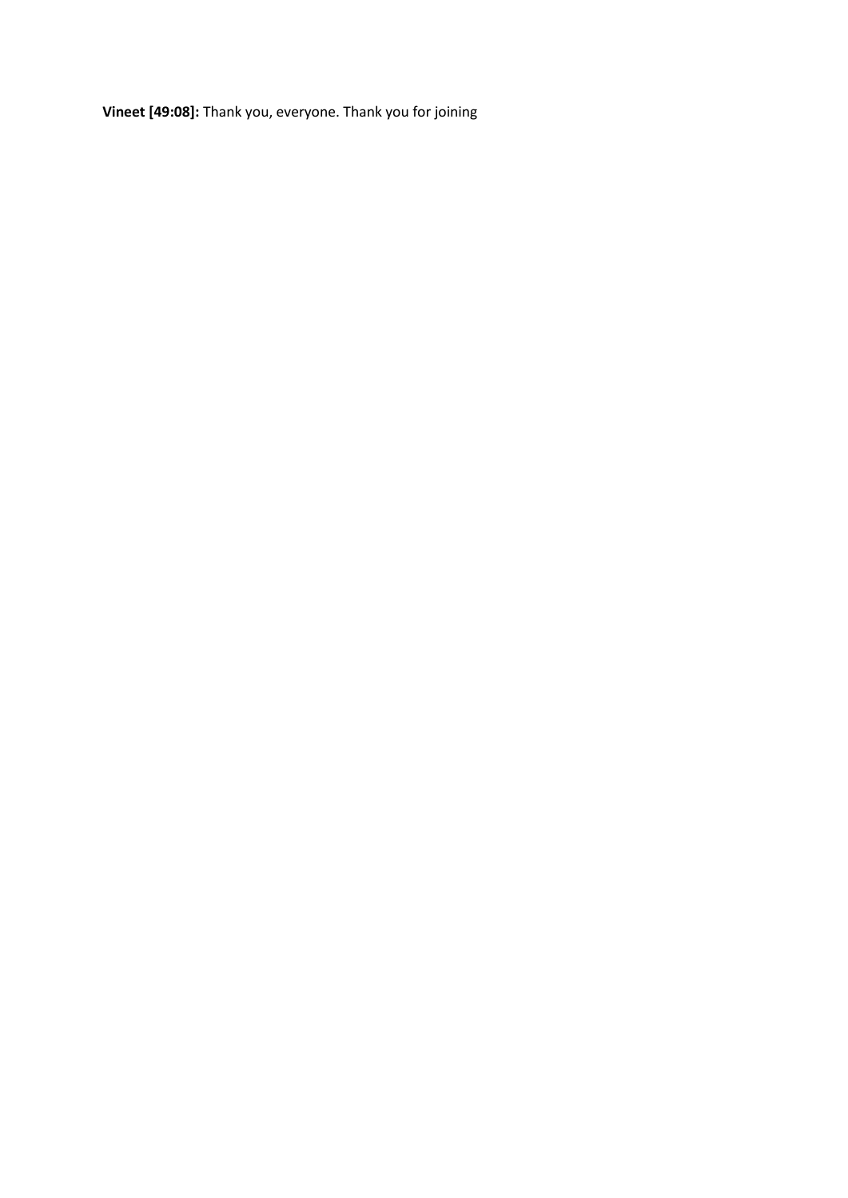**Vineet [49:08]:** Thank you, everyone. Thank you for joining